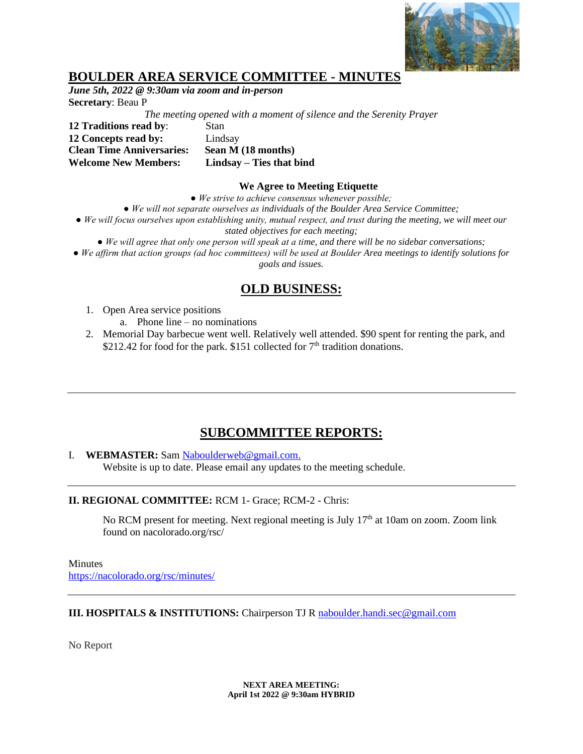# BOULDER AREA SERVICE COMMITTEE - MINUTES

***June 5th, 2022 @ 9:30am via zoom and in-person***

**Secretary**: Beau P

*The meeting opened with a moment of silence and the Serenity Prayer*

**12 Traditions read by**: Stan
**12 Concepts read by:** Lindsay
**Clean Time Anniversaries:** **Sean M (18 months)**
**Welcome New Members:** **Lindsay – Ties that bind**

**We Agree to Meeting Etiquette**

*● We strive to achieve consensus whenever possible;*
*● We will not separate ourselves as individuals of the Boulder Area Service Committee;*
*● We will focus ourselves upon establishing unity, mutual respect, and trust during the meeting, we will meet our stated objectives for each meeting;*
*● We will agree that only one person will speak at a time, and there will be no sidebar conversations;*
*● We affirm that action groups (ad hoc committees) will be used at Boulder Area meetings to identify solutions for goals and issues.*

## OLD BUSINESS:

1. Open Area service positions
   a. Phone line – no nominations
2. Memorial Day barbecue went well. Relatively well attended. $90 spent for renting the park, and $212.42 for food for the park. $151 collected for 7th tradition donations.

---

## SUBCOMMITTEE REPORTS:

I. **WEBMASTER:** Sam Naboulderweb@gmail.com.
Website is up to date. Please email any updates to the meeting schedule.

---

**II. REGIONAL COMMITTEE:** RCM 1- Grace; RCM-2 - Chris:

No RCM present for meeting. Next regional meeting is July 17th at 10am on zoom. Zoom link found on nacolorado.org/rsc/

Minutes
https://nacolorado.org/rsc/minutes/

---

**III. HOSPITALS & INSTITUTIONS:** Chairperson TJ R naboulder.handi.sec@gmail.com

No Report

**NEXT AREA MEETING:**
**April 1st 2022 @ 9:30am HYBRID**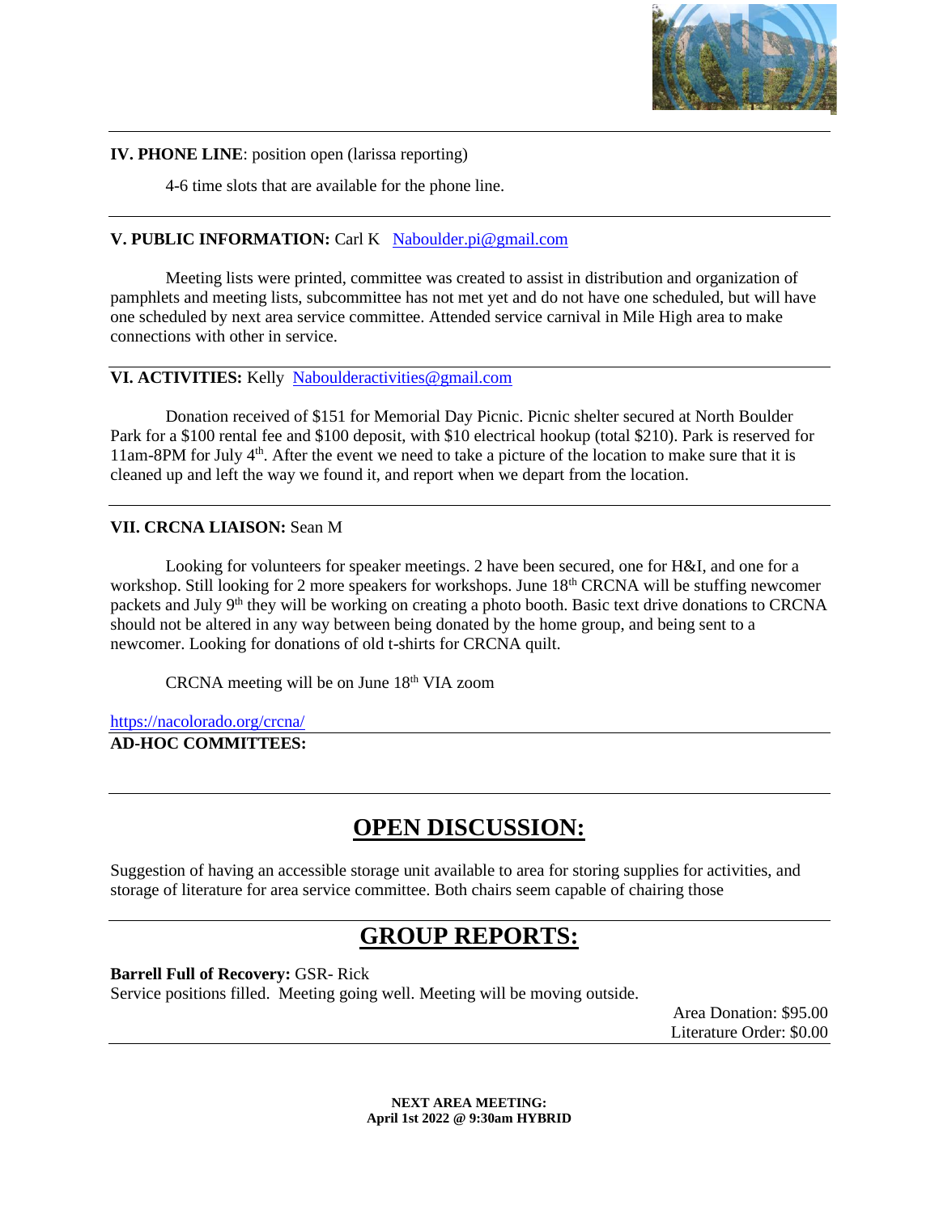**IV. PHONE LINE**: position open (larissa reporting)

4-6 time slots that are available for the phone line.

---

**V. PUBLIC INFORMATION:** Carl K  Naboulder.pi@gmail.com

Meeting lists were printed, committee was created to assist in distribution and organization of pamphlets and meeting lists, subcommittee has not met yet and do not have one scheduled, but will have one scheduled by next area service committee. Attended service carnival in Mile High area to make connections with other in service.

---

**VI. ACTIVITIES:** Kelly  Naboulderactivities@gmail.com

Donation received of $151 for Memorial Day Picnic. Picnic shelter secured at North Boulder Park for a $100 rental fee and $100 deposit, with $10 electrical hookup (total $210). Park is reserved for 11am-8PM for July 4th. After the event we need to take a picture of the location to make sure that it is cleaned up and left the way we found it, and report when we depart from the location.

---

**VII. CRCNA LIAISON:** Sean M

Looking for volunteers for speaker meetings. 2 have been secured, one for H&I, and one for a workshop. Still looking for 2 more speakers for workshops. June 18th CRCNA will be stuffing newcomer packets and July 9th they will be working on creating a photo booth. Basic text drive donations to CRCNA should not be altered in any way between being donated by the home group, and being sent to a newcomer. Looking for donations of old t-shirts for CRCNA quilt.

CRCNA meeting will be on June 18th VIA zoom

https://nacolorado.org/crcna/

---

**AD-HOC COMMITTEES:**

---

# OPEN DISCUSSION:

Suggestion of having an accessible storage unit available to area for storing supplies for activities, and storage of literature for area service committee. Both chairs seem capable of chairing those

---

# GROUP REPORTS:

**Barrell Full of Recovery:** GSR- Rick
Service positions filled. Meeting going well. Meeting will be moving outside.

Area Donation: $95.00
Literature Order: $0.00

---

**NEXT AREA MEETING:**
**April 1st 2022 @ 9:30am HYBRID**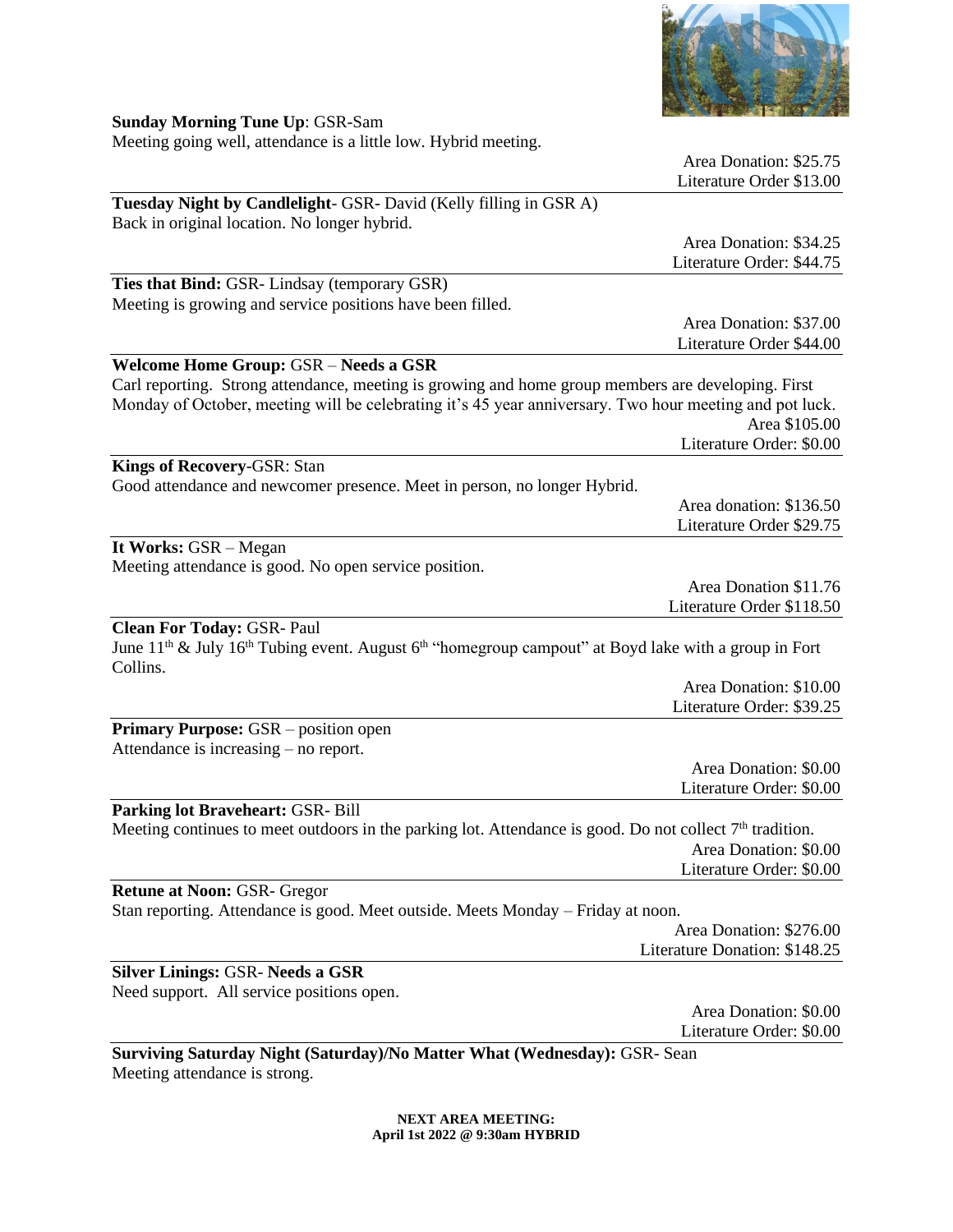**Sunday Morning Tune Up**: GSR-Sam
Meeting going well, attendance is a little low. Hybrid meeting.

Area Donation: $25.75
Literature Order $13.00

---

**Tuesday Night by Candlelight**- GSR- David (Kelly filling in GSR A)
Back in original location. No longer hybrid.

Area Donation: $34.25
Literature Order: $44.75

---

**Ties that Bind:** GSR- Lindsay (temporary GSR)
Meeting is growing and service positions have been filled.

Area Donation: $37.00
Literature Order $44.00

---

**Welcome Home Group:** GSR – **Needs a GSR**
Carl reporting. Strong attendance, meeting is growing and home group members are developing. First Monday of October, meeting will be celebrating it's 45 year anniversary. Two hour meeting and pot luck.

Area $105.00
Literature Order: $0.00

---

**Kings of Recovery**-GSR: Stan
Good attendance and newcomer presence. Meet in person, no longer Hybrid.

Area donation: $136.50
Literature Order $29.75

---

**It Works:** GSR – Megan
Meeting attendance is good. No open service position.

Area Donation $11.76
Literature Order $118.50

---

**Clean For Today:** GSR- Paul
June 11th & July 16th Tubing event. August 6th "homegroup campout" at Boyd lake with a group in Fort Collins.

Area Donation: $10.00
Literature Order: $39.25

---

**Primary Purpose:** GSR – position open
Attendance is increasing – no report.

Area Donation: $0.00
Literature Order: $0.00

---

**Parking lot Braveheart:** GSR- Bill
Meeting continues to meet outdoors in the parking lot. Attendance is good. Do not collect 7th tradition.

Area Donation: $0.00
Literature Order: $0.00

---

**Retune at Noon:** GSR- Gregor
Stan reporting. Attendance is good. Meet outside. Meets Monday – Friday at noon.

Area Donation: $276.00
Literature Donation: $148.25

---

**Silver Linings:** GSR- **Needs a GSR**
Need support. All service positions open.

Area Donation: $0.00
Literature Order: $0.00

---

**Surviving Saturday Night (Saturday)/No Matter What (Wednesday):** GSR- Sean
Meeting attendance is strong.

**NEXT AREA MEETING:**
**April 1st 2022 @ 9:30am HYBRID**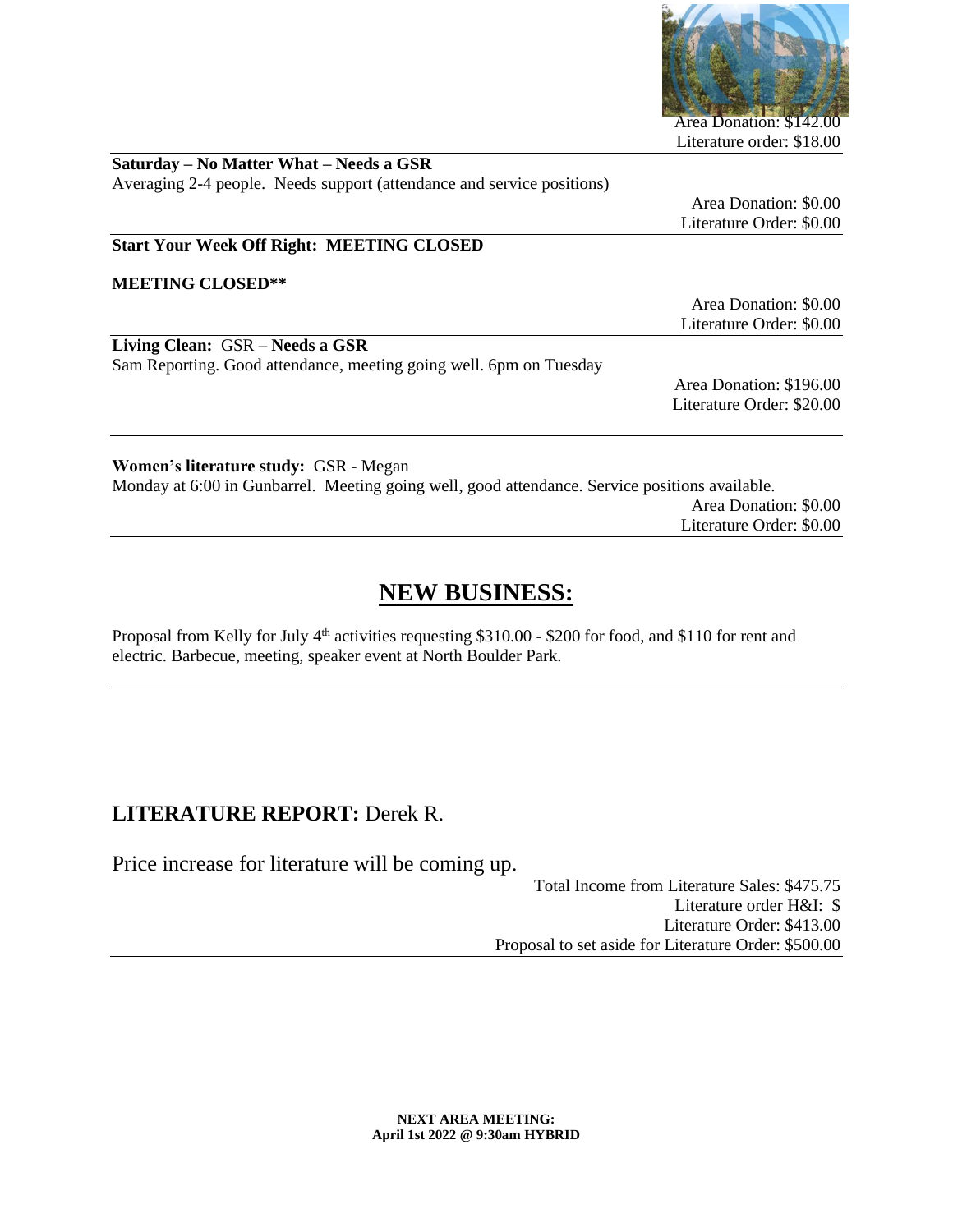Area Donation: $142.00
Literature order: $18.00

---

**Saturday – No Matter What – Needs a GSR**
Averaging 2-4 people. Needs support (attendance and service positions)

Area Donation: $0.00
Literature Order: $0.00

---

**Start Your Week Off Right: MEETING CLOSED**

**MEETING CLOSED**\*\*

Area Donation: $0.00
Literature Order: $0.00

---

**Living Clean:** GSR – **Needs a GSR**
Sam Reporting. Good attendance, meeting going well. 6pm on Tuesday

Area Donation: $196.00
Literature Order: $20.00

---

**Women's literature study:** GSR - Megan
Monday at 6:00 in Gunbarrel. Meeting going well, good attendance. Service positions available.

Area Donation: $0.00
Literature Order: $0.00

---

# NEW BUSINESS:

Proposal from Kelly for July 4th activities requesting $310.00 - $200 for food, and $110 for rent and electric. Barbecue, meeting, speaker event at North Boulder Park.

---

## LITERATURE REPORT: Derek R.

Price increase for literature will be coming up.

Total Income from Literature Sales: $475.75
Literature order H&I: $
Literature Order: $413.00
Proposal to set aside for Literature Order: $500.00

---

**NEXT AREA MEETING:**
**April 1st 2022 @ 9:30am HYBRID**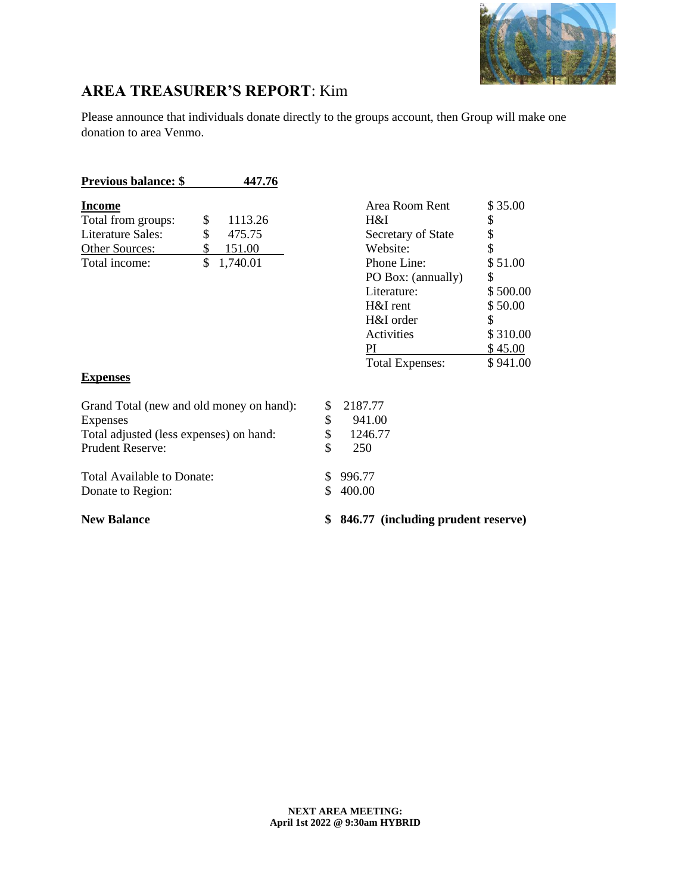## AREA TREASURER'S REPORT: Kim

Please announce that individuals donate directly to the groups account, then Group will make one donation to area Venmo.

**Previous balance: $ 447.76**

**Income**

| | |
|---|---|
| Total from groups: | $ 1113.26 |
| Literature Sales: | $ 475.75 |
| Other Sources: | $ 151.00 |
| Total income: | $ 1,740.01 |

| | |
|---|---|
| Area Room Rent | $ 35.00 |
| H&I | $ |
| Secretary of State | $ |
| Website: | $ |
| Phone Line: | $ 51.00 |
| PO Box: (annually) | $ |
| Literature: | $ 500.00 |
| H&I rent | $ 50.00 |
| H&I order | $ |
| Activities | $ 310.00 |
| PI | $ 45.00 |
| Total Expenses: | $ 941.00 |

**Expenses**

| | |
|---|---|
| Grand Total (new and old money on hand): | $ 2187.77 |
| Expenses | $ 941.00 |
| Total adjusted (less expenses) on hand: | $ 1246.77 |
| Prudent Reserve: | $ 250 |

| | |
|---|---|
| Total Available to Donate: | $ 996.77 |
| Donate to Region: | $ 400.00 |

**New Balance** **$ 846.77 (including prudent reserve)**

**NEXT AREA MEETING:**
**April 1st 2022 @ 9:30am HYBRID**